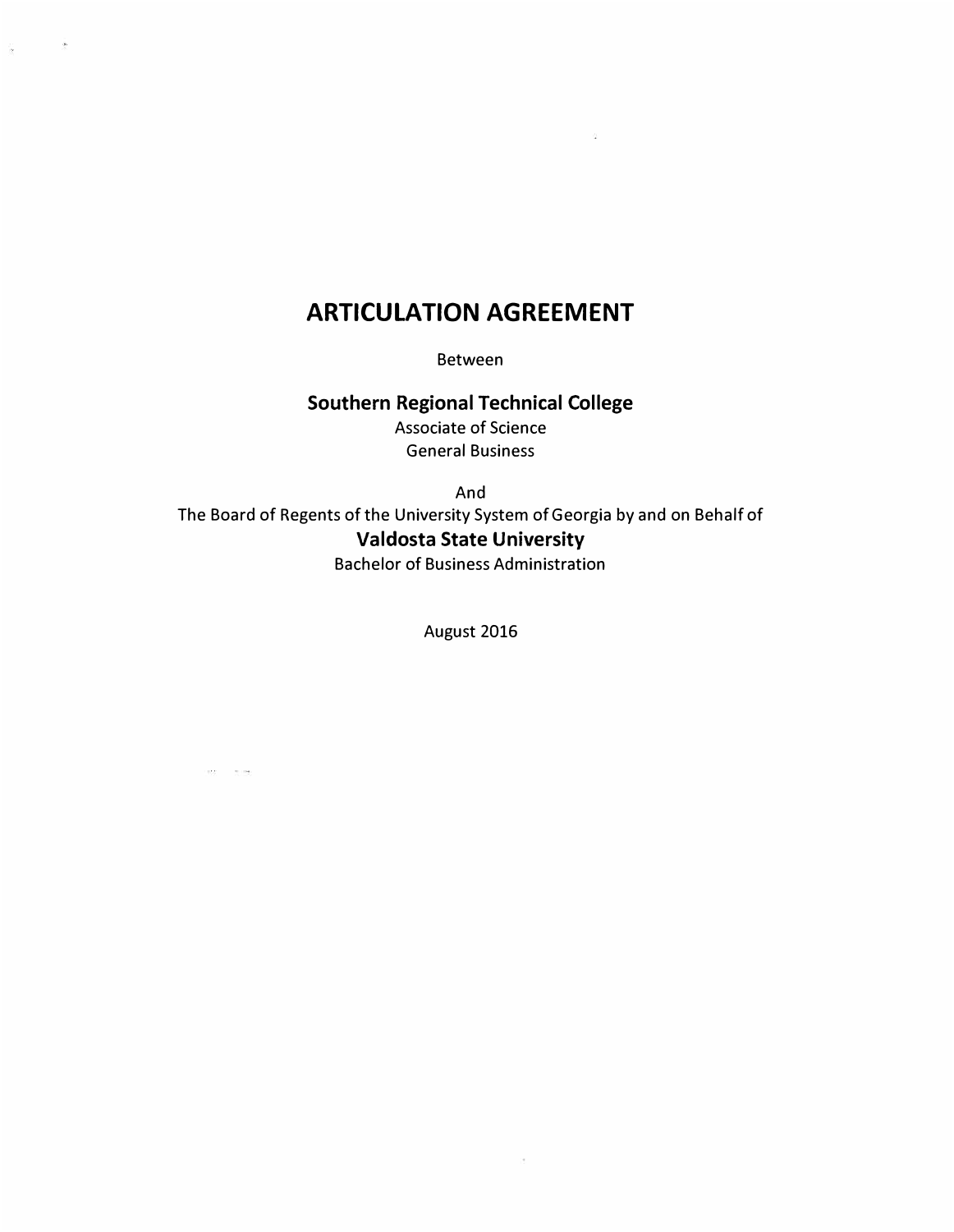# ARTICULATION AGREEMENT

Between

**Southern Regional Technical College**

Associate of Science

General Business

And

The Board of Regents of the University System of Georgia by and on Behalf of

**Valdosta State University**

Bachelor of Business Administration

August 2016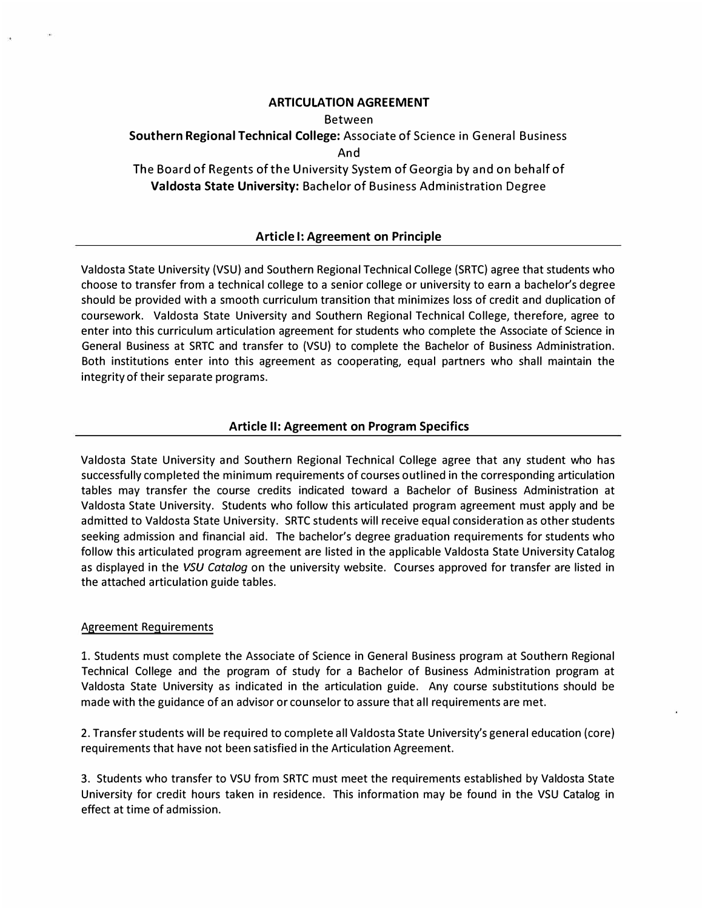**ARTICULATION AGREEMENT**

Between

**Southern Regional Technical College:** Associate of Science in General Business

And

The Board of Regents of the University System of Georgia by and on behalf of **Valdosta State University:** Bachelor of Business Administration Degree

## Article I: Agreement on Principle

Valdosta State University (VSU) and Southern Regional Technical College (SRTC) agree that students who choose to transfer from a technical college to a senior college or university to earn a bachelor's degree should be provided with a smooth curriculum transition that minimizes loss of credit and duplication of coursework. Valdosta State University and Southern Regional Technical College, therefore, agree to enter into this curriculum articulation agreement for students who complete the Associate of Science in General Business at SRTC and transfer to (VSU) to complete the Bachelor of Business Administration. Both institutions enter into this agreement as cooperating, equal partners who shall maintain the integrity of their separate programs.

## Article II: Agreement on Program Specifics

Valdosta State University and Southern Regional Technical College agree that any student who has successfully completed the minimum requirements of courses outlined in the corresponding articulation tables may transfer the course credits indicated toward a Bachelor of Business Administration at Valdosta State University. Students who follow this articulated program agreement must apply and be admitted to Valdosta State University. SRTC students will receive equal consideration as other students seeking admission and financial aid. The bachelor's degree graduation requirements for students who follow this articulated program agreement are listed in the applicable Valdosta State University Catalog as displayed in the *VSU Catalog* on the university website. Courses approved for transfer are listed in the attached articulation guide tables.

Agreement Requirements

1. Students must complete the Associate of Science in General Business program at Southern Regional Technical College and the program of study for a Bachelor of Business Administration program at Valdosta State University as indicated in the articulation guide. Any course substitutions should be made with the guidance of an advisor or counselor to assure that all requirements are met.

2. Transfer students will be required to complete all Valdosta State University's general education (core) requirements that have not been satisfied in the Articulation Agreement.

3. Students who transfer to VSU from SRTC must meet the requirements established by Valdosta State University for credit hours taken in residence. This information may be found in the VSU Catalog in effect at time of admission.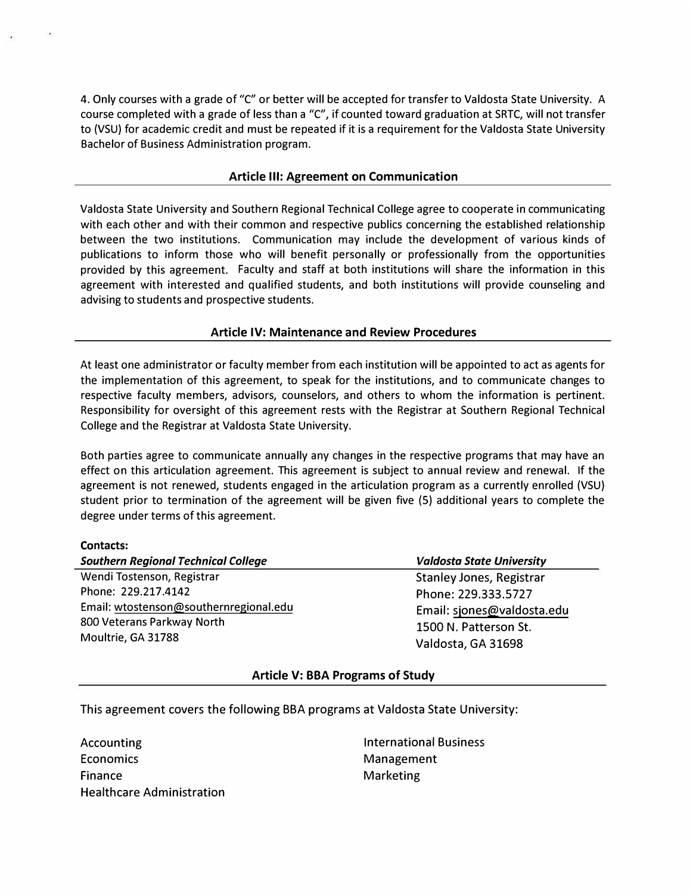4. Only courses with a grade of "C" or better will be accepted for transfer to Valdosta State University. A course completed with a grade of less than a "C", if counted toward graduation at SRTC, will not transfer to (VSU) for academic credit and must be repeated if it is a requirement for the Valdosta State University Bachelor of Business Administration program.

## Article III: Agreement on Communication

Valdosta State University and Southern Regional Technical College agree to cooperate in communicating with each other and with their common and respective publics concerning the established relationship between the two institutions. Communication may include the development of various kinds of publications to inform those who will benefit personally or professionally from the opportunities provided by this agreement. Faculty and staff at both institutions will share the information in this agreement with interested and qualified students, and both institutions will provide counseling and advising to students and prospective students.

## Article IV: Maintenance and Review Procedures

At least one administrator or faculty member from each institution will be appointed to act as agents for the implementation of this agreement, to speak for the institutions, and to communicate changes to respective faculty members, advisors, counselors, and others to whom the information is pertinent. Responsibility for oversight of this agreement rests with the Registrar at Southern Regional Technical College and the Registrar at Valdosta State University.

Both parties agree to communicate annually any changes in the respective programs that may have an effect on this articulation agreement. This agreement is subject to annual review and renewal. If the agreement is not renewed, students engaged in the articulation program as a currently enrolled (VSU) student prior to termination of the agreement will be given five (5) additional years to complete the degree under terms of this agreement.

**Contacts:**

| ***Southern Regional Technical College*** | ***Valdosta State University*** |
|---|---|
| Wendi Tostenson, Registrar | Stanley Jones, Registrar |
| Phone: 229.217.4142 | Phone: 229.333.5727 |
| Email: wtostenson@southernregional.edu | Email: sjones@valdosta.edu |
| 800 Veterans Parkway North | 1500 N. Patterson St. |
| Moultrie, GA 31788 | Valdosta, GA 31698 |

## Article V: BBA Programs of Study

This agreement covers the following BBA programs at Valdosta State University:

- Accounting
- Economics
- Finance
- Healthcare Administration
- International Business
- Management
- Marketing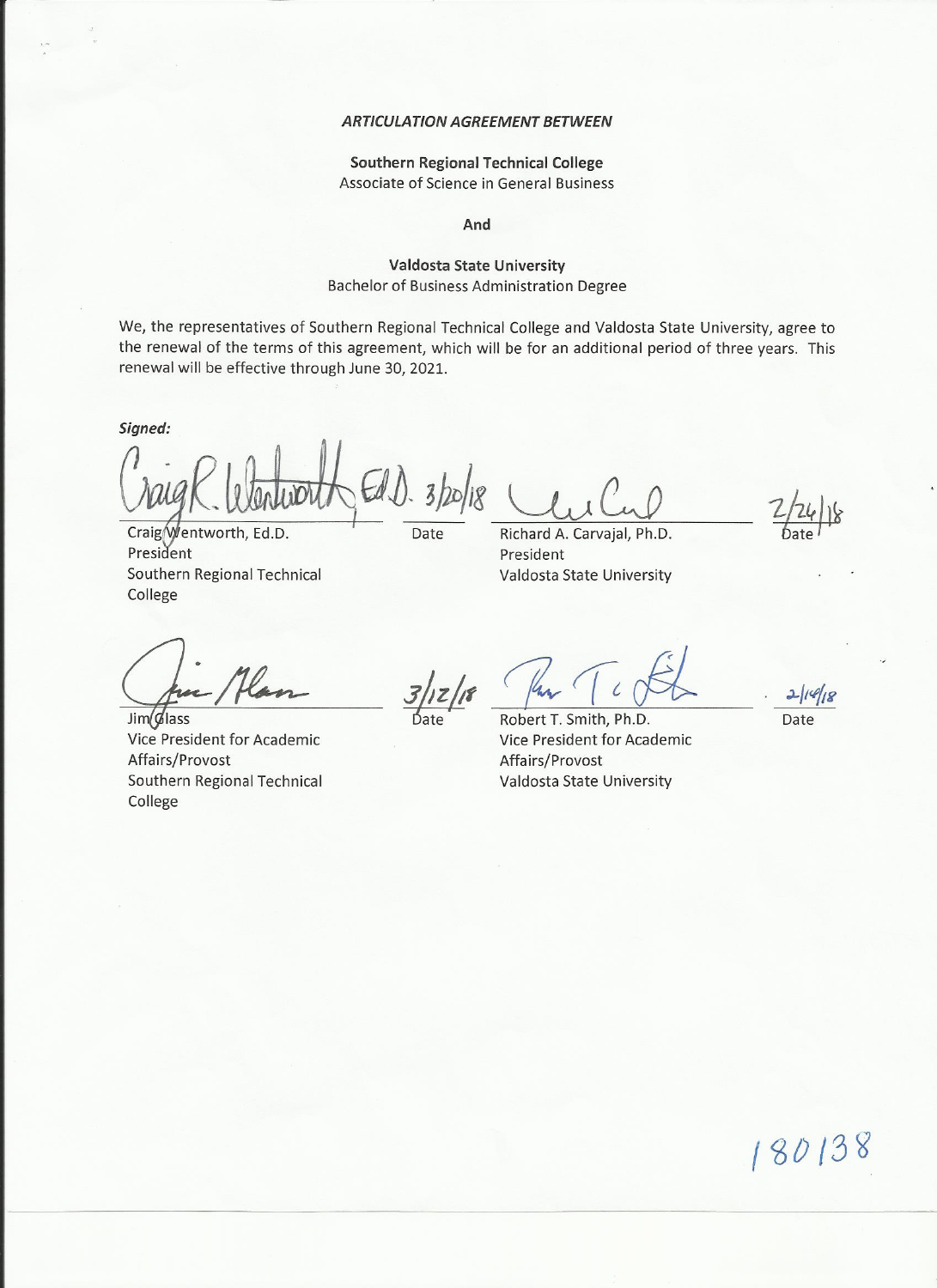*ARTICULATION AGREEMENT BETWEEN*

**Southern Regional Technical College**
Associate of Science in General Business

**And**

**Valdosta State University**
Bachelor of Business Administration Degree

We, the representatives of Southern Regional Technical College and Valdosta State University, agree to the renewal of the terms of this agreement, which will be for an additional period of three years. This renewal will be effective through June 30, 2021.

***Signed:***

| | | | |
|---|---|---|---|
| Craig R. Wentworth, Ed.D. | 3/20/18 | | 2/24/18 |
| Craig Wentworth, Ed.D.<br>President<br>Southern Regional Technical College | Date | Richard A. Carvajal, Ph.D.<br>President<br>Valdosta State University | Date |
| | 3/12/18 | | 2/14/18 |
| Jim Glass<br>Vice President for Academic Affairs/Provost<br>Southern Regional Technical College | Date | Robert T. Smith, Ph.D.<br>Vice President for Academic Affairs/Provost<br>Valdosta State University | Date |

180138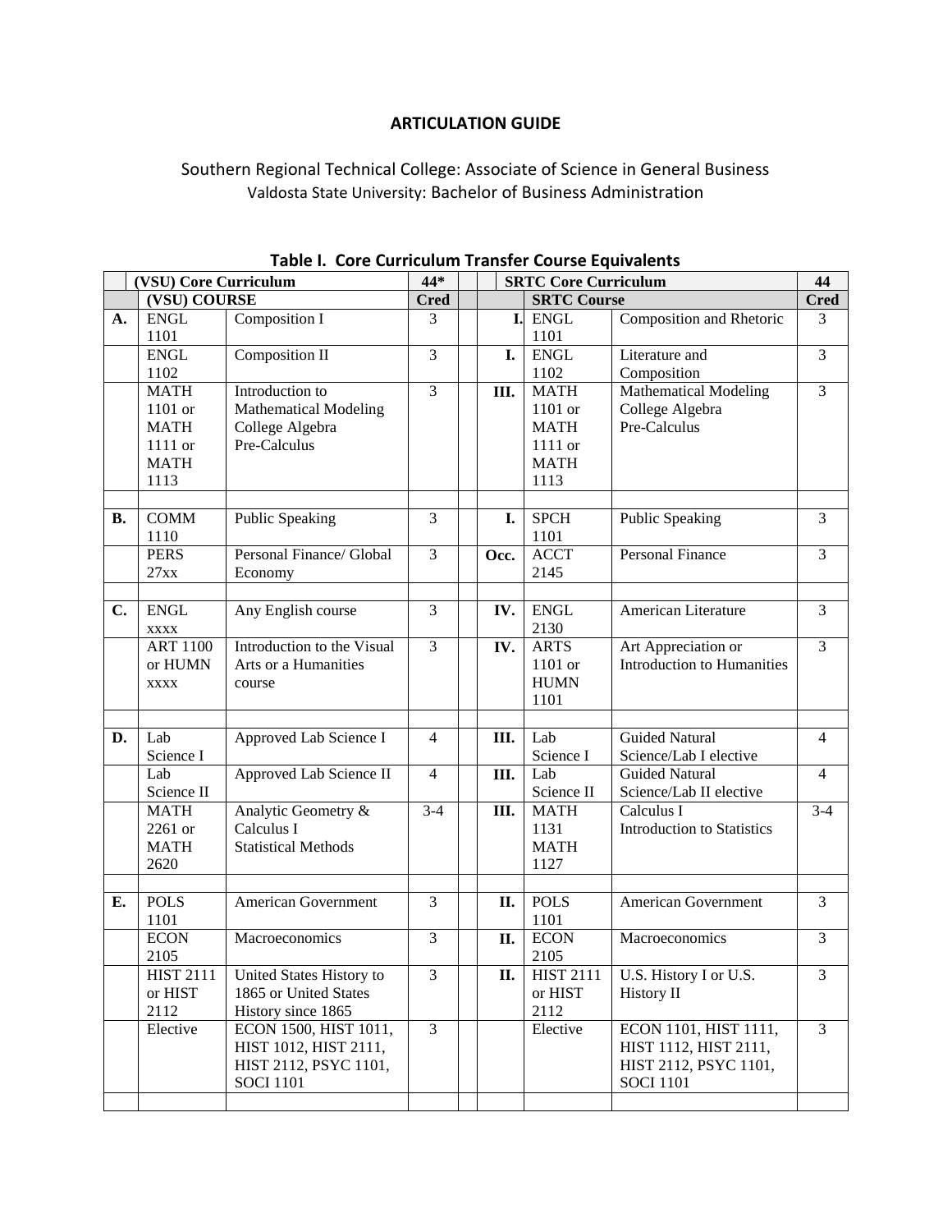**ARTICULATION GUIDE**

Southern Regional Technical College: Associate of Science in General Business
Valdosta State University: Bachelor of Business Administration

**Table I. Core Curriculum Transfer Course Equivalents**

| | (VSU) Core Curriculum | | 44* | | SRTC Core Curriculum | | | 44 |
|---|---|---|---|---|---|---|---|---|
| | (VSU) COURSE | | Cred | | | SRTC Course | | Cred |
| A. | ENGL 1101 | Composition I | 3 | | I. | ENGL 1101 | Composition and Rhetoric | 3 |
| | ENGL 1102 | Composition II | 3 | | I. | ENGL 1102 | Literature and Composition | 3 |
| | MATH 1101 or MATH 1111 or MATH 1113 | Introduction to Mathematical Modeling College Algebra Pre-Calculus | 3 | | III. | MATH 1101 or MATH 1111 or MATH 1113 | Mathematical Modeling College Algebra Pre-Calculus | 3 |
| | | | | | | | | |
| B. | COMM 1110 | Public Speaking | 3 | | I. | SPCH 1101 | Public Speaking | 3 |
| | PERS 27xx | Personal Finance/ Global Economy | 3 | | Occ. | ACCT 2145 | Personal Finance | 3 |
| | | | | | | | | |
| C. | ENGL xxxx | Any English course | 3 | | IV. | ENGL 2130 | American Literature | 3 |
| | ART 1100 or HUMN xxxx | Introduction to the Visual Arts or a Humanities course | 3 | | IV. | ARTS 1101 or HUMN 1101 | Art Appreciation or Introduction to Humanities | 3 |
| | | | | | | | | |
| D. | Lab Science I | Approved Lab Science I | 4 | | III. | Lab Science I | Guided Natural Science/Lab I elective | 4 |
| | Lab Science II | Approved Lab Science II | 4 | | III. | Lab Science II | Guided Natural Science/Lab II elective | 4 |
| | MATH 2261 or MATH 2620 | Analytic Geometry & Calculus I Statistical Methods | 3-4 | | III. | MATH 1131 MATH 1127 | Calculus I Introduction to Statistics | 3-4 |
| | | | | | | | | |
| E. | POLS 1101 | American Government | 3 | | II. | POLS 1101 | American Government | 3 |
| | ECON 2105 | Macroeconomics | 3 | | II. | ECON 2105 | Macroeconomics | 3 |
| | HIST 2111 or HIST 2112 | United States History to 1865 or United States History since 1865 | 3 | | II. | HIST 2111 or HIST 2112 | U.S. History I or U.S. History II | 3 |
| | Elective | ECON 1500, HIST 1011, HIST 1012, HIST 2111, HIST 2112, PSYC 1101, SOCI 1101 | 3 | | | Elective | ECON 1101, HIST 1111, HIST 1112, HIST 2111, HIST 2112, PSYC 1101, SOCI 1101 | 3 |
| | | | | | | | | |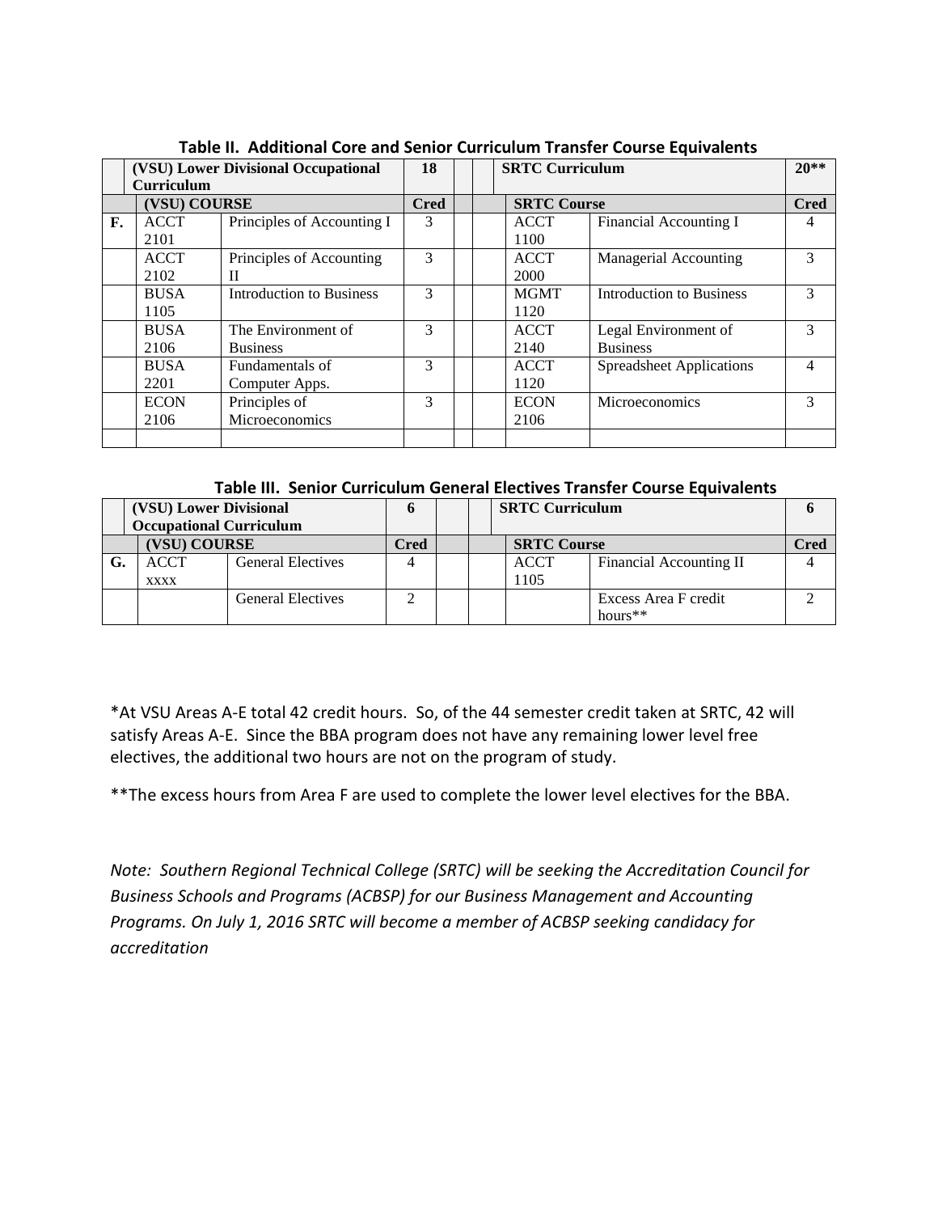**Table II. Additional Core and Senior Curriculum Transfer Course Equivalents**

| | (VSU) Lower Divisional Occupational Curriculum | | 18 | | | SRTC Curriculum | | 20** |
|---|---|---|---|---|---|---|---|---|
| | (VSU) COURSE | | Cred | | | SRTC Course | | Cred |
| F. | ACCT 2101 | Principles of Accounting I | 3 | | | ACCT 1100 | Financial Accounting I | 4 |
| | ACCT 2102 | Principles of Accounting II | 3 | | | ACCT 2000 | Managerial Accounting | 3 |
| | BUSA 1105 | Introduction to Business | 3 | | | MGMT 1120 | Introduction to Business | 3 |
| | BUSA 2106 | The Environment of Business | 3 | | | ACCT 2140 | Legal Environment of Business | 3 |
| | BUSA 2201 | Fundamentals of Computer Apps. | 3 | | | ACCT 1120 | Spreadsheet Applications | 4 |
| | ECON 2106 | Principles of Microeconomics | 3 | | | ECON 2106 | Microeconomics | 3 |
| | | | | | | | | |

**Table III. Senior Curriculum General Electives Transfer Course Equivalents**

| | (VSU) Lower Divisional Occupational Curriculum | | 6 | | | SRTC Curriculum | | 6 |
|---|---|---|---|---|---|---|---|---|
| | (VSU) COURSE | | Cred | | | SRTC Course | | Cred |
| G. | ACCT XXXX | General Electives | 4 | | | ACCT 1105 | Financial Accounting II | 4 |
| | | General Electives | 2 | | | | Excess Area F credit hours** | 2 |

*At VSU Areas A-E total 42 credit hours. So, of the 44 semester credit taken at SRTC, 42 will satisfy Areas A-E. Since the BBA program does not have any remaining lower level free electives, the additional two hours are not on the program of study.

**The excess hours from Area F are used to complete the lower level electives for the BBA.

*Note: Southern Regional Technical College (SRTC) will be seeking the Accreditation Council for Business Schools and Programs (ACBSP) for our Business Management and Accounting Programs. On July 1, 2016 SRTC will become a member of ACBSP seeking candidacy for accreditation*